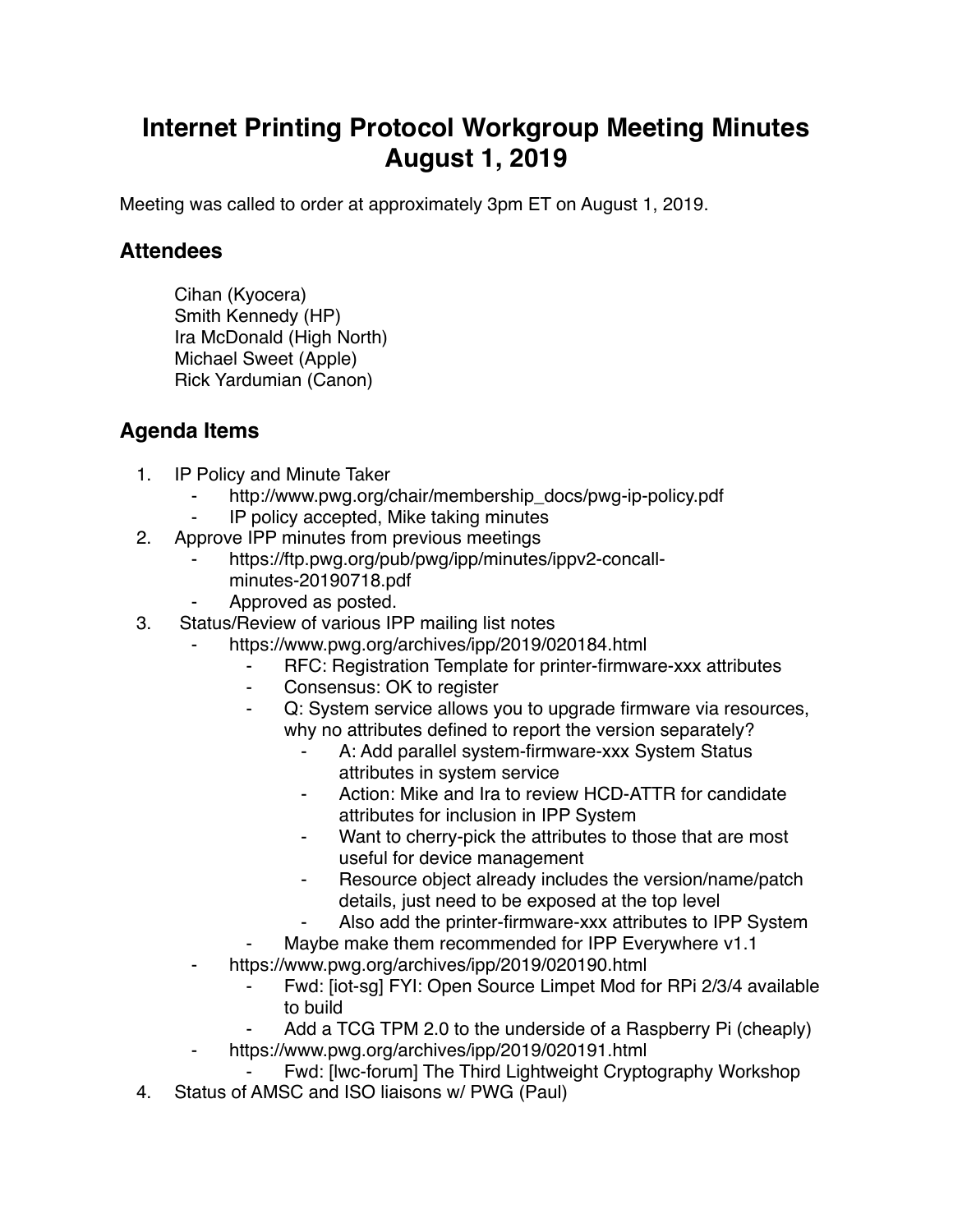# Internet Printing Protocol Workgroup Meeting Minutes August 1, 2019

Meeting was called to order at approximately 3pm ET on August 1, 2019.

## Attendees

Cihan (Kyocera)
Smith Kennedy (HP)
Ira McDonald (High North)
Michael Sweet (Apple)
Rick Yardumian (Canon)

## Agenda Items

1. IP Policy and Minute Taker
    - http://www.pwg.org/chair/membership_docs/pwg-ip-policy.pdf
    - IP policy accepted, Mike taking minutes
2. Approve IPP minutes from previous meetings
    - https://ftp.pwg.org/pub/pwg/ipp/minutes/ippv2-concall-minutes-20190718.pdf
    - Approved as posted.
3. Status/Review of various IPP mailing list notes
    - https://www.pwg.org/archives/ipp/2019/020184.html
        - RFC: Registration Template for printer-firmware-xxx attributes
        - Consensus: OK to register
        - Q: System service allows you to upgrade firmware via resources, why no attributes defined to report the version separately?
            - A: Add parallel system-firmware-xxx System Status attributes in system service
            - Action: Mike and Ira to review HCD-ATTR for candidate attributes for inclusion in IPP System
            - Want to cherry-pick the attributes to those that are most useful for device management
            - Resource object already includes the version/name/patch details, just need to be exposed at the top level
            - Also add the printer-firmware-xxx attributes to IPP System
        - Maybe make them recommended for IPP Everywhere v1.1
    - https://www.pwg.org/archives/ipp/2019/020190.html
        - Fwd: [iot-sg] FYI: Open Source Limpet Mod for RPi 2/3/4 available to build
        - Add a TCG TPM 2.0 to the underside of a Raspberry Pi (cheaply)
    - https://www.pwg.org/archives/ipp/2019/020191.html
        - Fwd: [lwc-forum] The Third Lightweight Cryptography Workshop
4. Status of AMSC and ISO liaisons w/ PWG (Paul)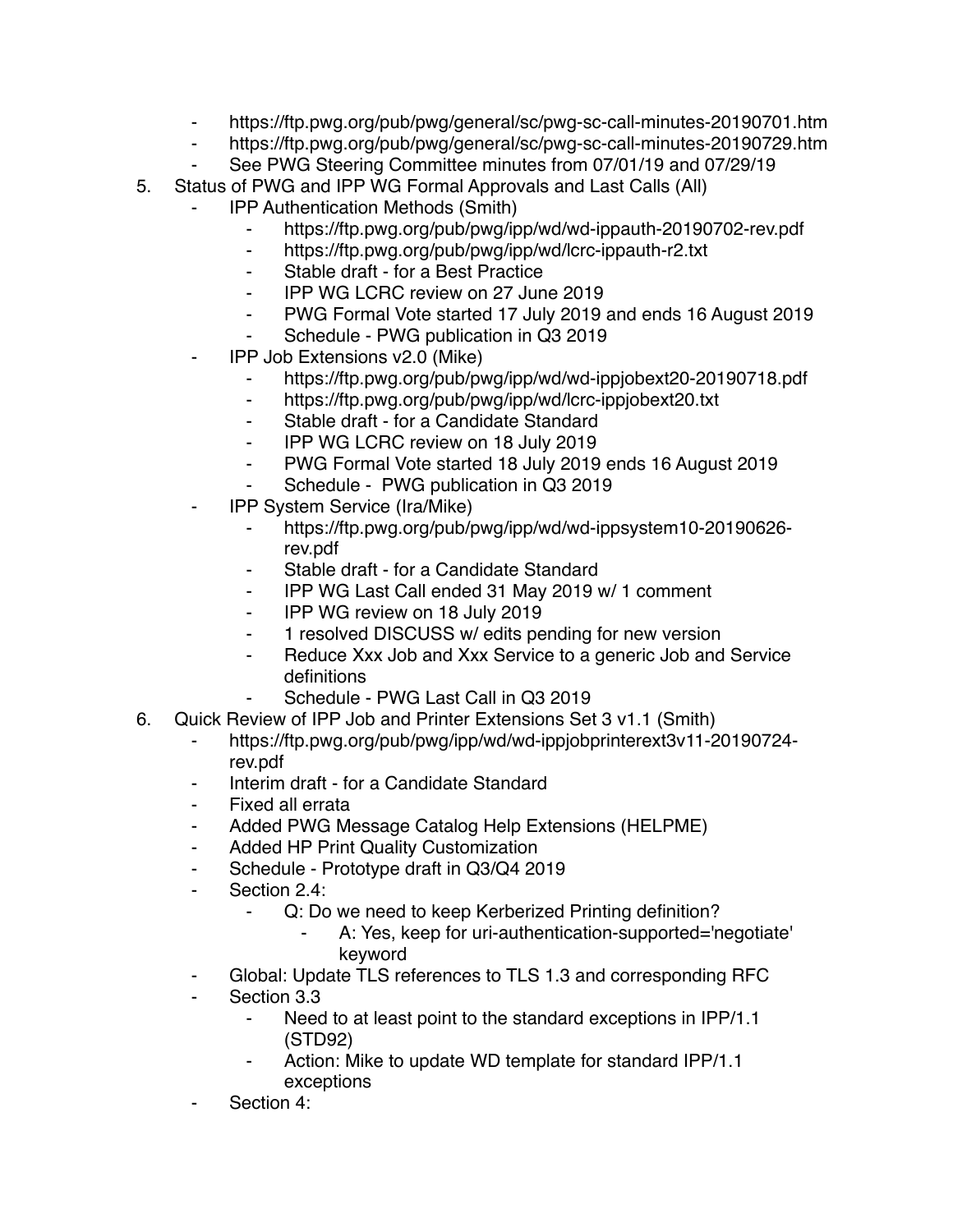- https://ftp.pwg.org/pub/pwg/general/sc/pwg-sc-call-minutes-20190701.htm
- https://ftp.pwg.org/pub/pwg/general/sc/pwg-sc-call-minutes-20190729.htm
- See PWG Steering Committee minutes from 07/01/19 and 07/29/19

5. Status of PWG and IPP WG Formal Approvals and Last Calls (All)
    - IPP Authentication Methods (Smith)
        - https://ftp.pwg.org/pub/pwg/ipp/wd/wd-ippauth-20190702-rev.pdf
        - https://ftp.pwg.org/pub/pwg/ipp/wd/lcrc-ippauth-r2.txt
        - Stable draft - for a Best Practice
        - IPP WG LCRC review on 27 June 2019
        - PWG Formal Vote started 17 July 2019 and ends 16 August 2019
        - Schedule - PWG publication in Q3 2019
    - IPP Job Extensions v2.0 (Mike)
        - https://ftp.pwg.org/pub/pwg/ipp/wd/wd-ippjobext20-20190718.pdf
        - https://ftp.pwg.org/pub/pwg/ipp/wd/lcrc-ippjobext20.txt
        - Stable draft - for a Candidate Standard
        - IPP WG LCRC review on 18 July 2019
        - PWG Formal Vote started 18 July 2019 ends 16 August 2019
        - Schedule - PWG publication in Q3 2019
    - IPP System Service (Ira/Mike)
        - https://ftp.pwg.org/pub/pwg/ipp/wd/wd-ippsystem10-20190626-rev.pdf
        - Stable draft - for a Candidate Standard
        - IPP WG Last Call ended 31 May 2019 w/ 1 comment
        - IPP WG review on 18 July 2019
        - 1 resolved DISCUSS w/ edits pending for new version
        - Reduce Xxx Job and Xxx Service to a generic Job and Service definitions
        - Schedule - PWG Last Call in Q3 2019

6. Quick Review of IPP Job and Printer Extensions Set 3 v1.1 (Smith)
    - https://ftp.pwg.org/pub/pwg/ipp/wd/wd-ippjobprinterext3v11-20190724-rev.pdf
    - Interim draft - for a Candidate Standard
    - Fixed all errata
    - Added PWG Message Catalog Help Extensions (HELPME)
    - Added HP Print Quality Customization
    - Schedule - Prototype draft in Q3/Q4 2019
    - Section 2.4:
        - Q: Do we need to keep Kerberized Printing definition?
            - A: Yes, keep for uri-authentication-supported='negotiate' keyword
    - Global: Update TLS references to TLS 1.3 and corresponding RFC
    - Section 3.3
        - Need to at least point to the standard exceptions in IPP/1.1 (STD92)
        - Action: Mike to update WD template for standard IPP/1.1 exceptions
    - Section 4: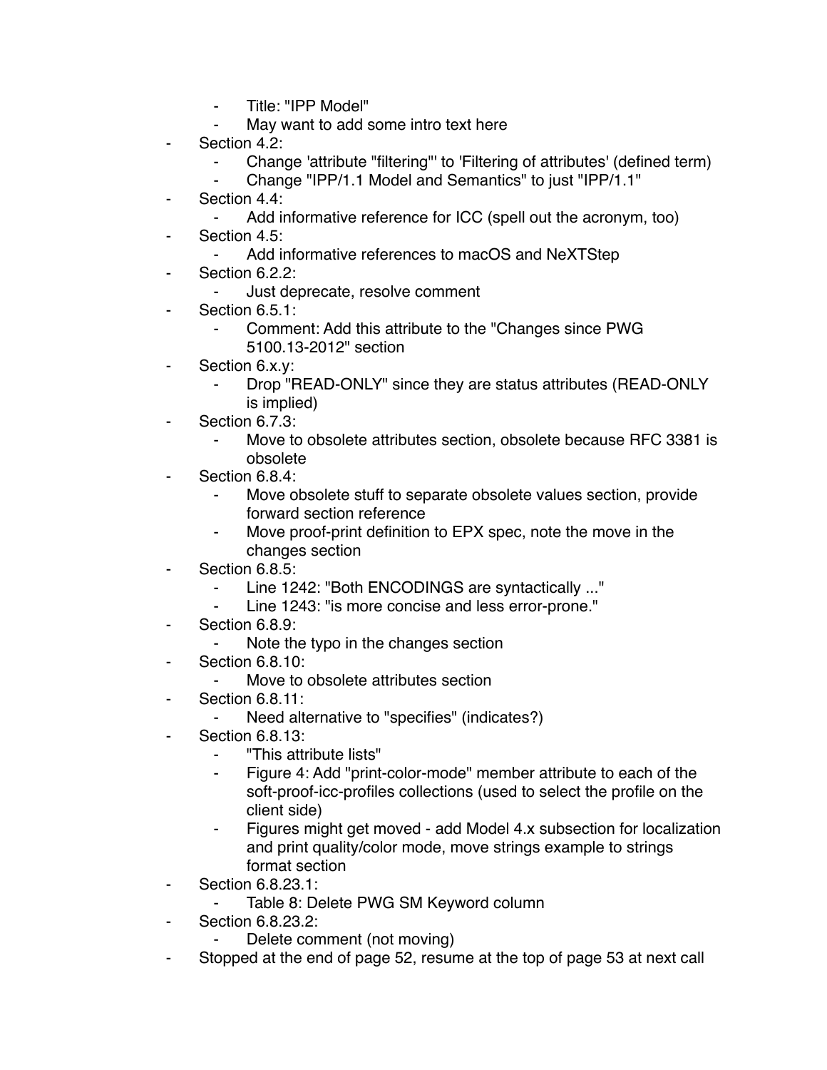- Title: "IPP Model"
    - May want to add some intro text here
- Section 4.2:
    - Change 'attribute "filtering"' to 'Filtering of attributes' (defined term)
    - Change "IPP/1.1 Model and Semantics" to just "IPP/1.1"
- Section 4.4:
    - Add informative reference for ICC (spell out the acronym, too)
- Section 4.5:
    - Add informative references to macOS and NeXTStep
- Section 6.2.2:
    - Just deprecate, resolve comment
- Section 6.5.1:
    - Comment: Add this attribute to the "Changes since PWG 5100.13-2012" section
- Section 6.x.y:
    - Drop "READ-ONLY" since they are status attributes (READ-ONLY is implied)
- Section 6.7.3:
    - Move to obsolete attributes section, obsolete because RFC 3381 is obsolete
- Section 6.8.4:
    - Move obsolete stuff to separate obsolete values section, provide forward section reference
    - Move proof-print definition to EPX spec, note the move in the changes section
- Section 6.8.5:
    - Line 1242: "Both ENCODINGS are syntactically ..."
    - Line 1243: "is more concise and less error-prone."
- Section 6.8.9:
    - Note the typo in the changes section
- Section 6.8.10:
    - Move to obsolete attributes section
- Section 6.8.11:
    - Need alternative to "specifies" (indicates?)
- Section 6.8.13:
    - "This attribute lists"
    - Figure 4: Add "print-color-mode" member attribute to each of the soft-proof-icc-profiles collections (used to select the profile on the client side)
    - Figures might get moved - add Model 4.x subsection for localization and print quality/color mode, move strings example to strings format section
- Section 6.8.23.1:
    - Table 8: Delete PWG SM Keyword column
- Section 6.8.23.2:
    - Delete comment (not moving)
- Stopped at the end of page 52, resume at the top of page 53 at next call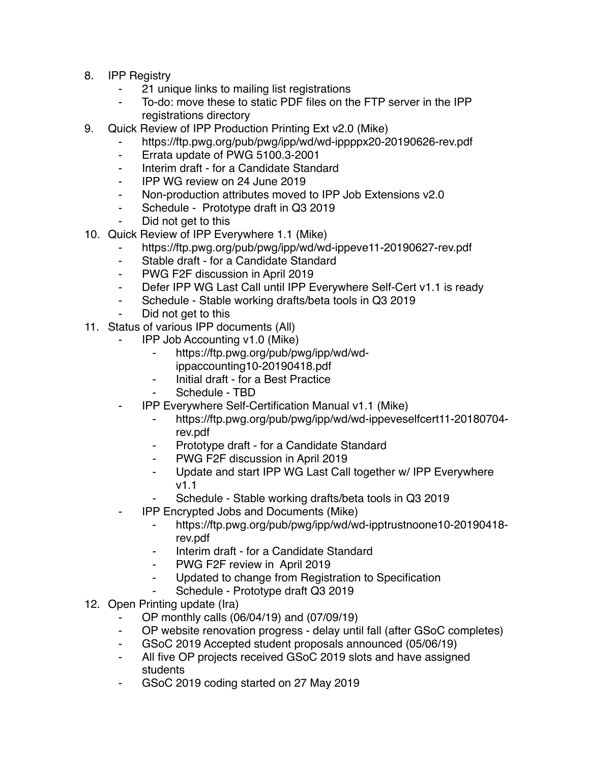8. IPP Registry
    - 21 unique links to mailing list registrations
    - To-do: move these to static PDF files on the FTP server in the IPP registrations directory
9. Quick Review of IPP Production Printing Ext v2.0 (Mike)
    - https://ftp.pwg.org/pub/pwg/ipp/wd/wd-ippppx20-20190626-rev.pdf
    - Errata update of PWG 5100.3-2001
    - Interim draft - for a Candidate Standard
    - IPP WG review on 24 June 2019
    - Non-production attributes moved to IPP Job Extensions v2.0
    - Schedule - Prototype draft in Q3 2019
    - Did not get to this
10. Quick Review of IPP Everywhere 1.1 (Mike)
    - https://ftp.pwg.org/pub/pwg/ipp/wd/wd-ippeve11-20190627-rev.pdf
    - Stable draft - for a Candidate Standard
    - PWG F2F discussion in April 2019
    - Defer IPP WG Last Call until IPP Everywhere Self-Cert v1.1 is ready
    - Schedule - Stable working drafts/beta tools in Q3 2019
    - Did not get to this
11. Status of various IPP documents (All)
    - IPP Job Accounting v1.0 (Mike)
        - https://ftp.pwg.org/pub/pwg/ipp/wd/wd-ippaccounting10-20190418.pdf
        - Initial draft - for a Best Practice
        - Schedule - TBD
    - IPP Everywhere Self-Certification Manual v1.1 (Mike)
        - https://ftp.pwg.org/pub/pwg/ipp/wd/wd-ippeveselfcert11-20180704-rev.pdf
        - Prototype draft - for a Candidate Standard
        - PWG F2F discussion in April 2019
        - Update and start IPP WG Last Call together w/ IPP Everywhere v1.1
        - Schedule - Stable working drafts/beta tools in Q3 2019
    - IPP Encrypted Jobs and Documents (Mike)
        - https://ftp.pwg.org/pub/pwg/ipp/wd/wd-ipptrustnoone10-20190418-rev.pdf
        - Interim draft - for a Candidate Standard
        - PWG F2F review in April 2019
        - Updated to change from Registration to Specification
        - Schedule - Prototype draft Q3 2019
12. Open Printing update (Ira)
    - OP monthly calls (06/04/19) and (07/09/19)
    - OP website renovation progress - delay until fall (after GSoC completes)
    - GSoC 2019 Accepted student proposals announced (05/06/19)
    - All five OP projects received GSoC 2019 slots and have assigned students
    - GSoC 2019 coding started on 27 May 2019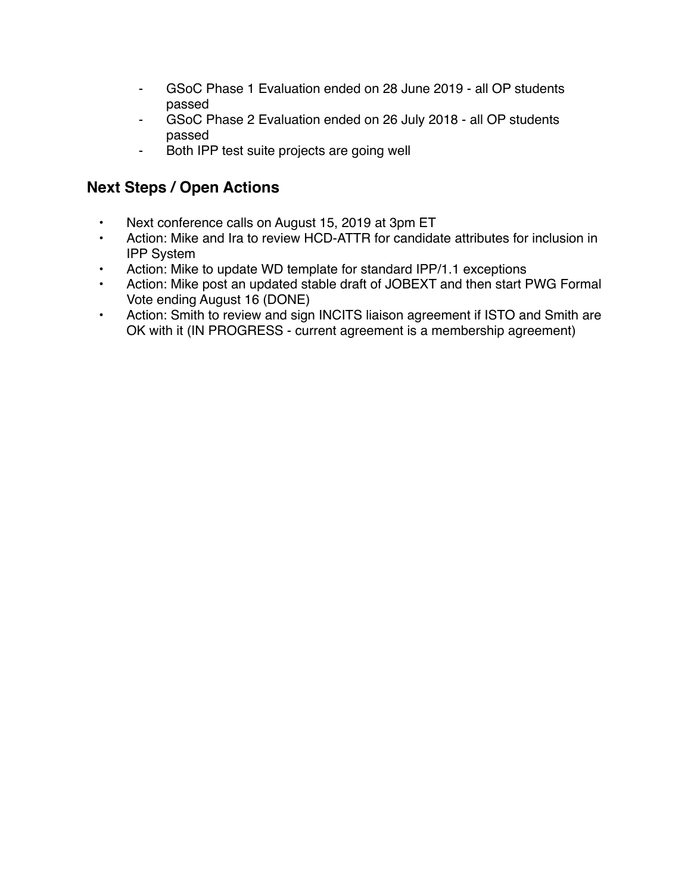- GSoC Phase 1 Evaluation ended on 28 June 2019 - all OP students passed
- GSoC Phase 2 Evaluation ended on 26 July 2018 - all OP students passed
- Both IPP test suite projects are going well

## Next Steps / Open Actions

- Next conference calls on August 15, 2019 at 3pm ET
- Action: Mike and Ira to review HCD-ATTR for candidate attributes for inclusion in IPP System
- Action: Mike to update WD template for standard IPP/1.1 exceptions
- Action: Mike post an updated stable draft of JOBEXT and then start PWG Formal Vote ending August 16 (DONE)
- Action: Smith to review and sign INCITS liaison agreement if ISTO and Smith are OK with it (IN PROGRESS - current agreement is a membership agreement)